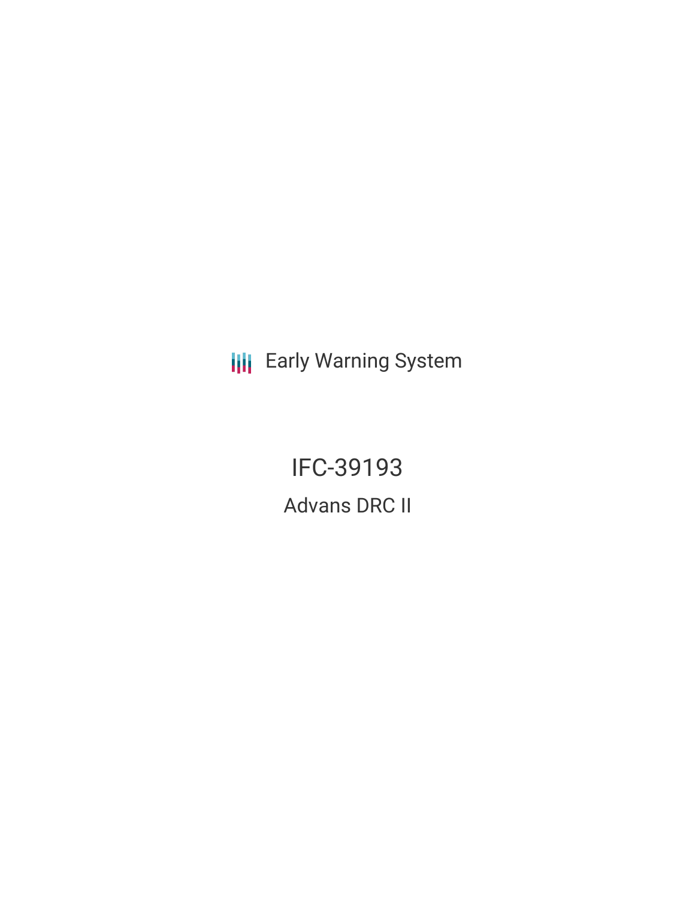Early Warning System

# IFC-39193

## Advans DRC II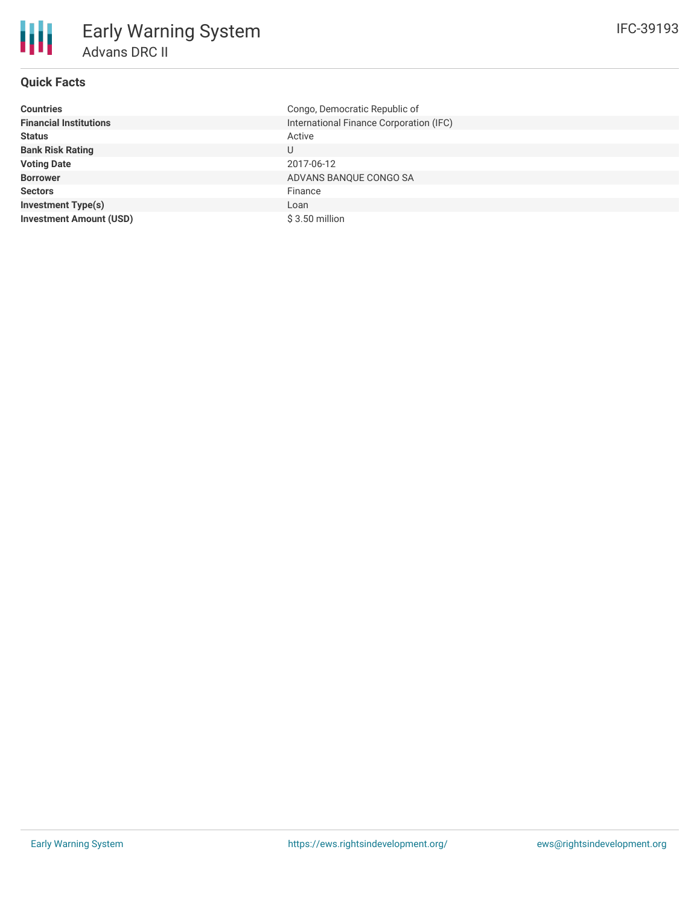# Early Warning System

## Advans DRC II

IFC-39193

### Quick Facts

| | |
|---|---|
| **Countries** | Congo, Democratic Republic of |
| **Financial Institutions** | International Finance Corporation (IFC) |
| **Status** | Active |
| **Bank Risk Rating** | U |
| **Voting Date** | 2017-06-12 |
| **Borrower** | ADVANS BANQUE CONGO SA |
| **Sectors** | Finance |
| **Investment Type(s)** | Loan |
| **Investment Amount (USD)** | $ 3.50 million |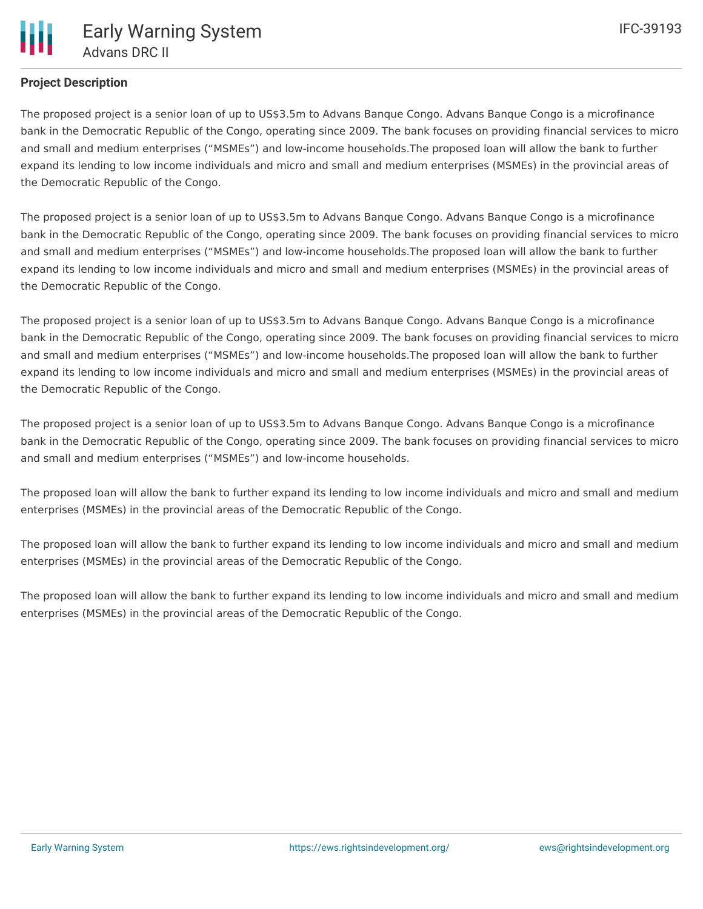**Project Description**

The proposed project is a senior loan of up to US$3.5m to Advans Banque Congo. Advans Banque Congo is a microfinance bank in the Democratic Republic of the Congo, operating since 2009. The bank focuses on providing financial services to micro and small and medium enterprises (“MSMEs”) and low-income households.The proposed loan will allow the bank to further expand its lending to low income individuals and micro and small and medium enterprises (MSMEs) in the provincial areas of the Democratic Republic of the Congo.

The proposed project is a senior loan of up to US$3.5m to Advans Banque Congo. Advans Banque Congo is a microfinance bank in the Democratic Republic of the Congo, operating since 2009. The bank focuses on providing financial services to micro and small and medium enterprises (“MSMEs”) and low-income households.The proposed loan will allow the bank to further expand its lending to low income individuals and micro and small and medium enterprises (MSMEs) in the provincial areas of the Democratic Republic of the Congo.

The proposed project is a senior loan of up to US$3.5m to Advans Banque Congo. Advans Banque Congo is a microfinance bank in the Democratic Republic of the Congo, operating since 2009. The bank focuses on providing financial services to micro and small and medium enterprises (“MSMEs”) and low-income households.The proposed loan will allow the bank to further expand its lending to low income individuals and micro and small and medium enterprises (MSMEs) in the provincial areas of the Democratic Republic of the Congo.

The proposed project is a senior loan of up to US$3.5m to Advans Banque Congo. Advans Banque Congo is a microfinance bank in the Democratic Republic of the Congo, operating since 2009. The bank focuses on providing financial services to micro and small and medium enterprises (“MSMEs”) and low-income households.

The proposed loan will allow the bank to further expand its lending to low income individuals and micro and small and medium enterprises (MSMEs) in the provincial areas of the Democratic Republic of the Congo.

The proposed loan will allow the bank to further expand its lending to low income individuals and micro and small and medium enterprises (MSMEs) in the provincial areas of the Democratic Republic of the Congo.

The proposed loan will allow the bank to further expand its lending to low income individuals and micro and small and medium enterprises (MSMEs) in the provincial areas of the Democratic Republic of the Congo.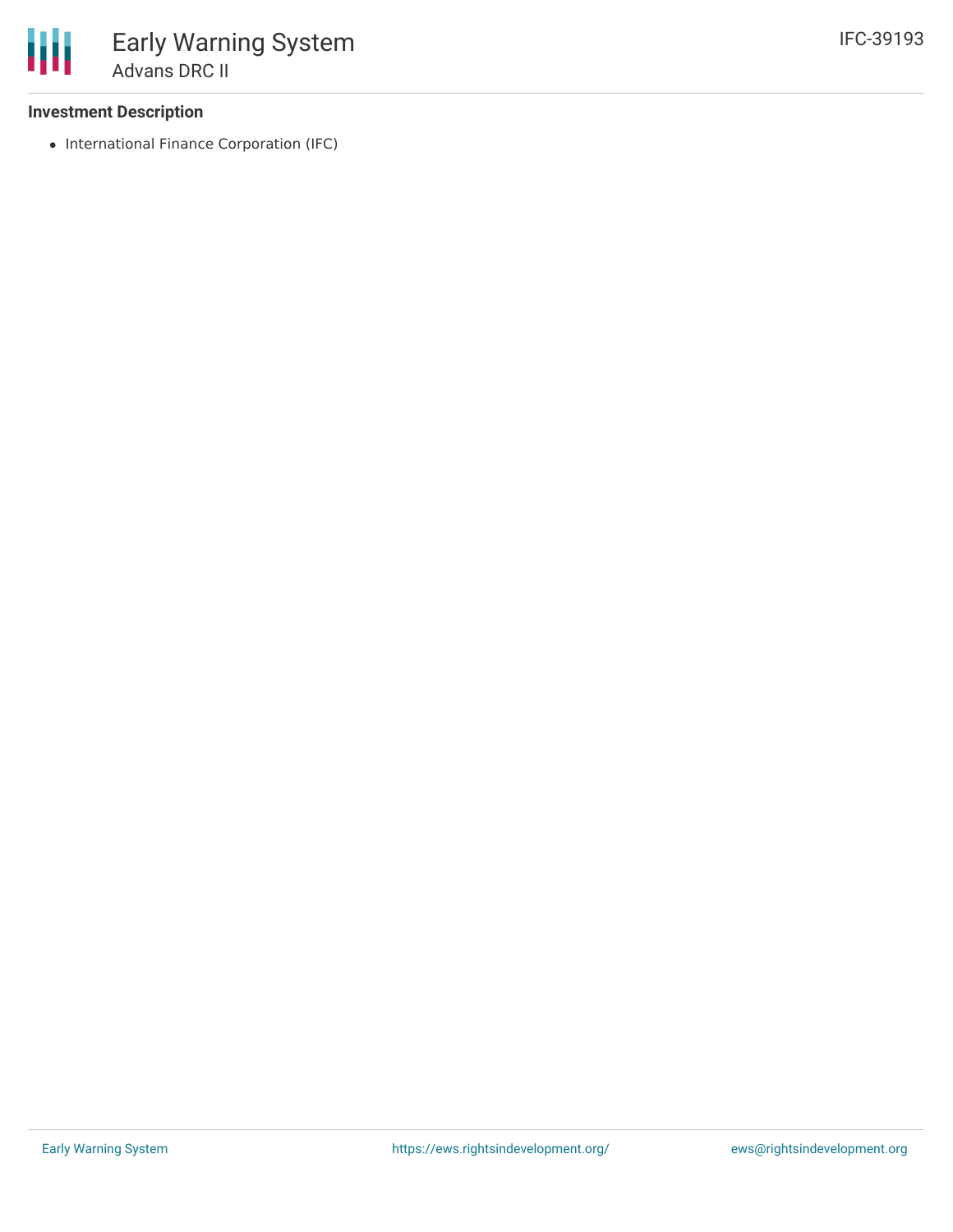**Investment Description**

- International Finance Corporation (IFC)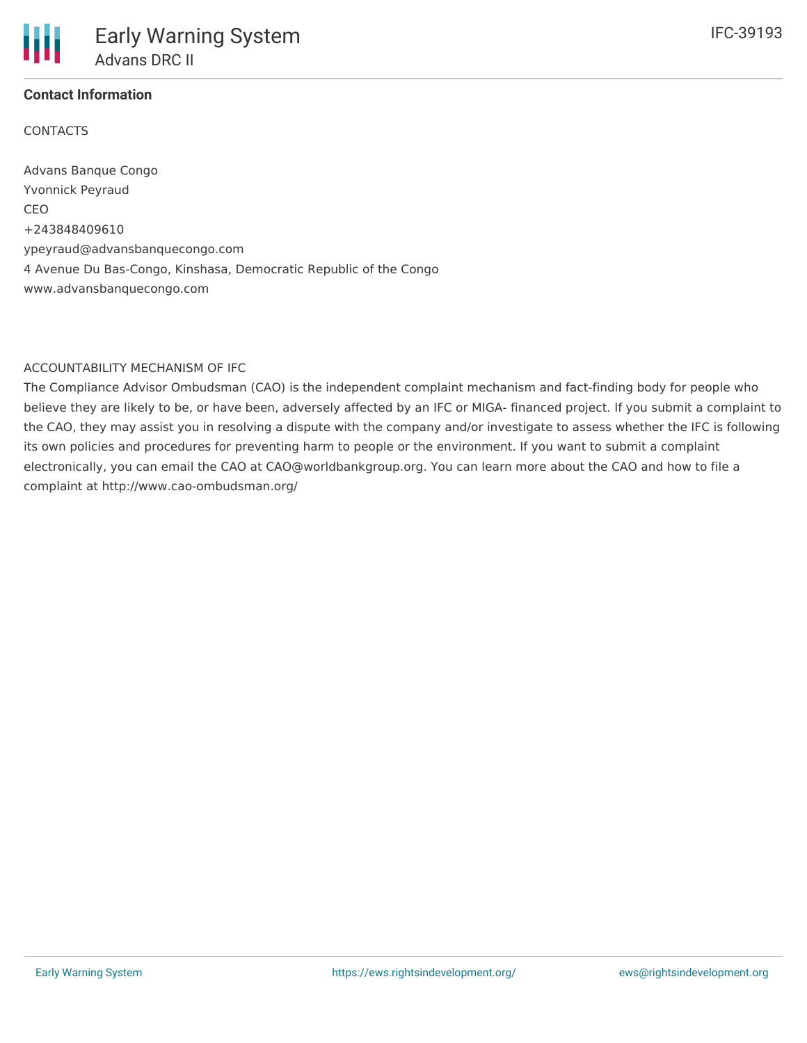## Contact Information

CONTACTS

Advans Banque Congo
Yvonnick Peyraud
CEO
+243848409610
ypeyraud@advansbanquecongo.com
4 Avenue Du Bas-Congo, Kinshasa, Democratic Republic of the Congo
www.advansbanquecongo.com

ACCOUNTABILITY MECHANISM OF IFC

The Compliance Advisor Ombudsman (CAO) is the independent complaint mechanism and fact-finding body for people who believe they are likely to be, or have been, adversely affected by an IFC or MIGA- financed project. If you submit a complaint to the CAO, they may assist you in resolving a dispute with the company and/or investigate to assess whether the IFC is following its own policies and procedures for preventing harm to people or the environment. If you want to submit a complaint electronically, you can email the CAO at CAO@worldbankgroup.org. You can learn more about the CAO and how to file a complaint at http://www.cao-ombudsman.org/